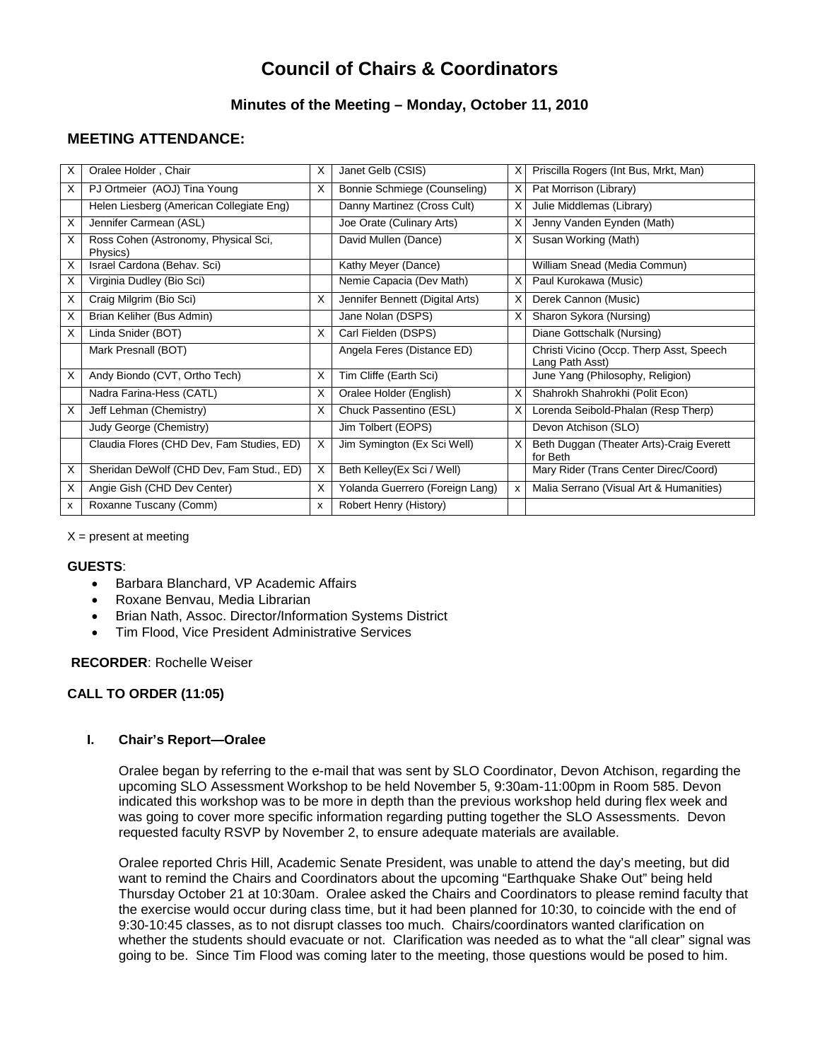# Council of Chairs & Coordinators

### Minutes of the Meeting – Monday, October 11, 2010

## MEETING ATTENDANCE:

| | | | | | |
|---|---|---|---|---|---|
| X | Oralee Holder , Chair | X | Janet Gelb (CSIS) | X | Priscilla Rogers (Int Bus, Mrkt, Man) |
| X | PJ Ortmeier (AOJ) Tina Young | X | Bonnie Schmiege (Counseling) | X | Pat Morrison (Library) |
| | Helen Liesberg (American Collegiate Eng) | | Danny Martinez (Cross Cult) | X | Julie Middlemas (Library) |
| X | Jennifer Carmean (ASL) | | Joe Orate (Culinary Arts) | X | Jenny Vanden Eynden (Math) |
| X | Ross Cohen (Astronomy, Physical Sci, Physics) | | David Mullen (Dance) | X | Susan Working (Math) |
| X | Israel Cardona (Behav. Sci) | | Kathy Meyer (Dance) | | William Snead (Media Commun) |
| X | Virginia Dudley (Bio Sci) | | Nemie Capacia (Dev Math) | X | Paul Kurokawa (Music) |
| X | Craig Milgrim (Bio Sci) | X | Jennifer Bennett (Digital Arts) | X | Derek Cannon (Music) |
| X | Brian Keliher (Bus Admin) | | Jane Nolan (DSPS) | X | Sharon Sykora (Nursing) |
| X | Linda Snider (BOT) | X | Carl Fielden (DSPS) | | Diane Gottschalk (Nursing) |
| | Mark Presnall (BOT) | | Angela Feres (Distance ED) | | Christi Vicino (Occp. Therp Asst, Speech Lang Path Asst) |
| X | Andy Biondo (CVT, Ortho Tech) | X | Tim Cliffe (Earth Sci) | | June Yang (Philosophy, Religion) |
| | Nadra Farina-Hess (CATL) | X | Oralee Holder (English) | X | Shahrokh Shahrokhi (Polit Econ) |
| X | Jeff Lehman (Chemistry) | X | Chuck Passentino (ESL) | X | Lorenda Seibold-Phalan (Resp Therp) |
| | Judy George (Chemistry) | | Jim Tolbert (EOPS) | | Devon Atchison (SLO) |
| | Claudia Flores (CHD Dev, Fam Studies, ED) | X | Jim Symington (Ex Sci Well) | X | Beth Duggan (Theater Arts)-Craig Everett for Beth |
| X | Sheridan DeWolf (CHD Dev, Fam Stud., ED) | X | Beth Kelley(Ex Sci / Well) | | Mary Rider (Trans Center Direc/Coord) |
| X | Angie Gish (CHD Dev Center) | X | Yolanda Guerrero (Foreign Lang) | x | Malia Serrano (Visual Art & Humanities) |
| x | Roxanne Tuscany (Comm) | x | Robert Henry (History) | | |

X = present at meeting

**GUESTS**:

- Barbara Blanchard, VP Academic Affairs
- Roxane Benvau, Media Librarian
- Brian Nath, Assoc. Director/Information Systems District
- Tim Flood, Vice President Administrative Services

**RECORDER**: Rochelle Weiser

**CALL TO ORDER (11:05)**

**I. Chair's Report—Oralee**

Oralee began by referring to the e-mail that was sent by SLO Coordinator, Devon Atchison, regarding the upcoming SLO Assessment Workshop to be held November 5, 9:30am-11:00pm in Room 585. Devon indicated this workshop was to be more in depth than the previous workshop held during flex week and was going to cover more specific information regarding putting together the SLO Assessments. Devon requested faculty RSVP by November 2, to ensure adequate materials are available.

Oralee reported Chris Hill, Academic Senate President, was unable to attend the day's meeting, but did want to remind the Chairs and Coordinators about the upcoming "Earthquake Shake Out" being held Thursday October 21 at 10:30am. Oralee asked the Chairs and Coordinators to please remind faculty that the exercise would occur during class time, but it had been planned for 10:30, to coincide with the end of 9:30-10:45 classes, as to not disrupt classes too much. Chairs/coordinators wanted clarification on whether the students should evacuate or not. Clarification was needed as to what the "all clear" signal was going to be. Since Tim Flood was coming later to the meeting, those questions would be posed to him.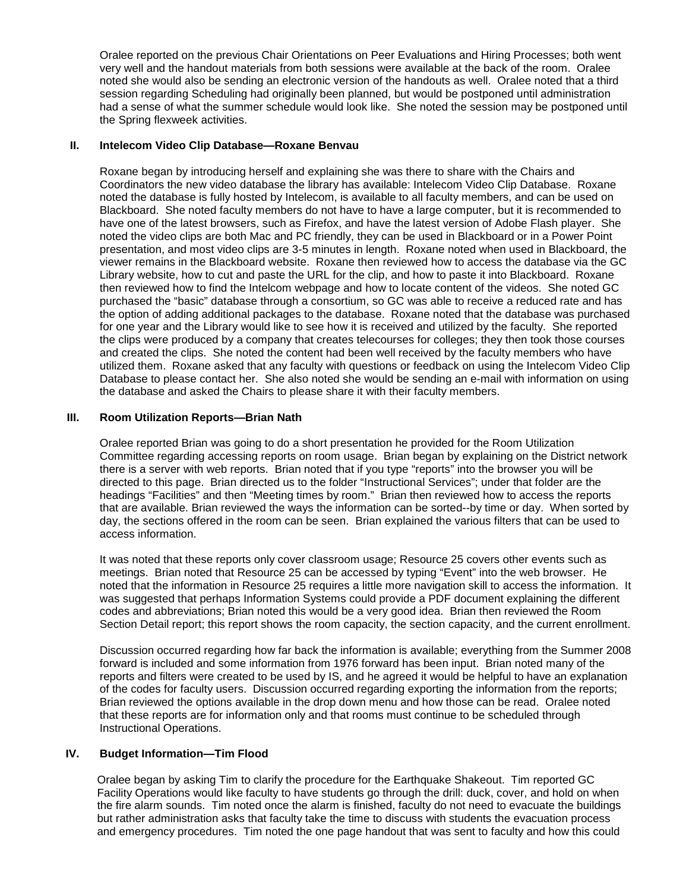Oralee reported on the previous Chair Orientations on Peer Evaluations and Hiring Processes; both went very well and the handout materials from both sessions were available at the back of the room. Oralee noted she would also be sending an electronic version of the handouts as well. Oralee noted that a third session regarding Scheduling had originally been planned, but would be postponed until administration had a sense of what the summer schedule would look like. She noted the session may be postponed until the Spring flexweek activities.

## II. Intelecom Video Clip Database—Roxane Benvau

Roxane began by introducing herself and explaining she was there to share with the Chairs and Coordinators the new video database the library has available: Intelecom Video Clip Database. Roxane noted the database is fully hosted by Intelecom, is available to all faculty members, and can be used on Blackboard. She noted faculty members do not have to have a large computer, but it is recommended to have one of the latest browsers, such as Firefox, and have the latest version of Adobe Flash player. She noted the video clips are both Mac and PC friendly, they can be used in Blackboard or in a Power Point presentation, and most video clips are 3-5 minutes in length. Roxane noted when used in Blackboard, the viewer remains in the Blackboard website. Roxane then reviewed how to access the database via the GC Library website, how to cut and paste the URL for the clip, and how to paste it into Blackboard. Roxane then reviewed how to find the Intelcom webpage and how to locate content of the videos. She noted GC purchased the "basic" database through a consortium, so GC was able to receive a reduced rate and has the option of adding additional packages to the database. Roxane noted that the database was purchased for one year and the Library would like to see how it is received and utilized by the faculty. She reported the clips were produced by a company that creates telecourses for colleges; they then took those courses and created the clips. She noted the content had been well received by the faculty members who have utilized them. Roxane asked that any faculty with questions or feedback on using the Intelecom Video Clip Database to please contact her. She also noted she would be sending an e-mail with information on using the database and asked the Chairs to please share it with their faculty members.

## III. Room Utilization Reports—Brian Nath

Oralee reported Brian was going to do a short presentation he provided for the Room Utilization Committee regarding accessing reports on room usage. Brian began by explaining on the District network there is a server with web reports. Brian noted that if you type "reports" into the browser you will be directed to this page. Brian directed us to the folder "Instructional Services"; under that folder are the headings "Facilities" and then "Meeting times by room." Brian then reviewed how to access the reports that are available. Brian reviewed the ways the information can be sorted--by time or day. When sorted by day, the sections offered in the room can be seen. Brian explained the various filters that can be used to access information.

It was noted that these reports only cover classroom usage; Resource 25 covers other events such as meetings. Brian noted that Resource 25 can be accessed by typing "Event" into the web browser. He noted that the information in Resource 25 requires a little more navigation skill to access the information. It was suggested that perhaps Information Systems could provide a PDF document explaining the different codes and abbreviations; Brian noted this would be a very good idea. Brian then reviewed the Room Section Detail report; this report shows the room capacity, the section capacity, and the current enrollment.

Discussion occurred regarding how far back the information is available; everything from the Summer 2008 forward is included and some information from 1976 forward has been input. Brian noted many of the reports and filters were created to be used by IS, and he agreed it would be helpful to have an explanation of the codes for faculty users. Discussion occurred regarding exporting the information from the reports; Brian reviewed the options available in the drop down menu and how those can be read. Oralee noted that these reports are for information only and that rooms must continue to be scheduled through Instructional Operations.

## IV. Budget Information—Tim Flood

Oralee began by asking Tim to clarify the procedure for the Earthquake Shakeout. Tim reported GC Facility Operations would like faculty to have students go through the drill: duck, cover, and hold on when the fire alarm sounds. Tim noted once the alarm is finished, faculty do not need to evacuate the buildings but rather administration asks that faculty take the time to discuss with students the evacuation process and emergency procedures. Tim noted the one page handout that was sent to faculty and how this could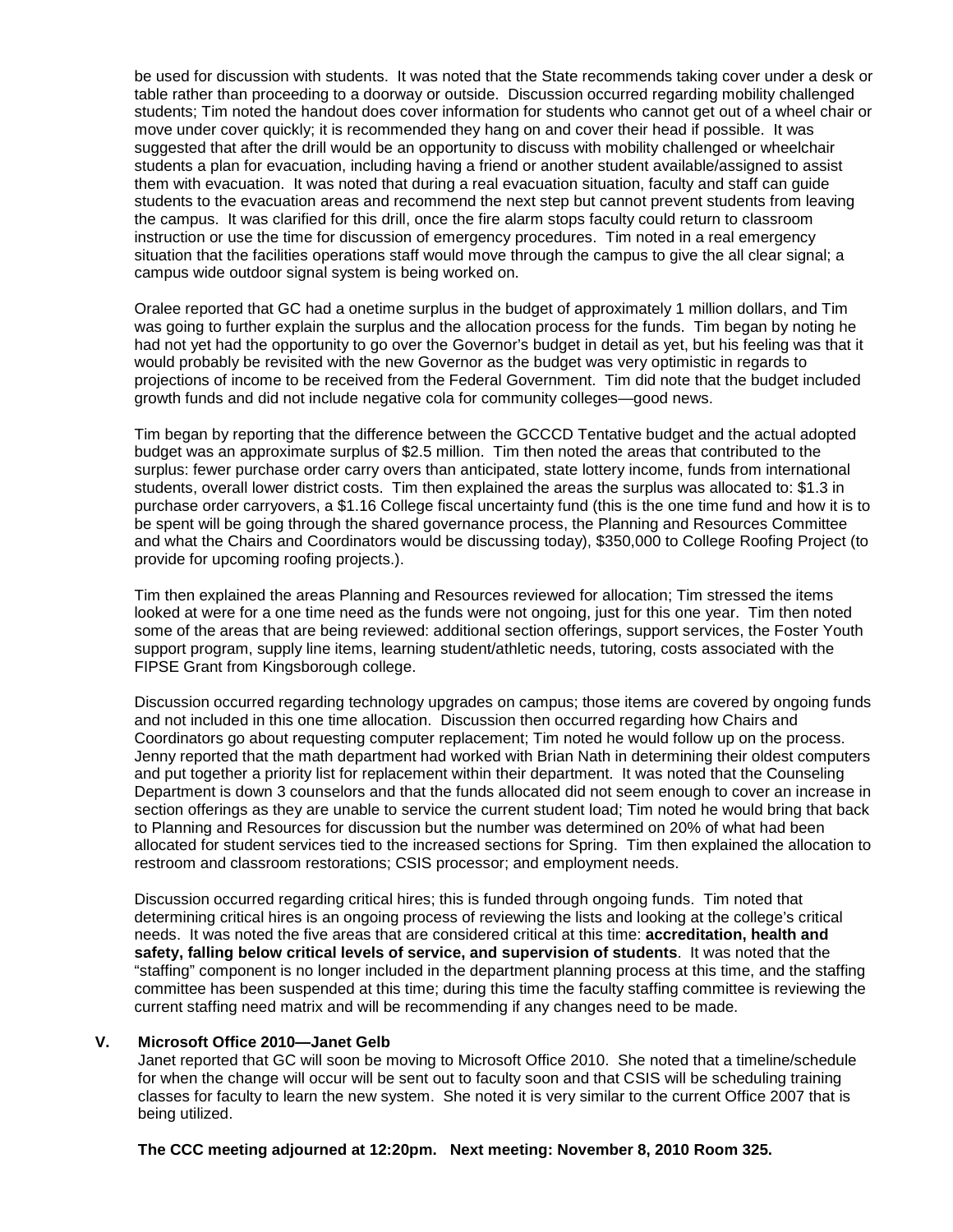be used for discussion with students. It was noted that the State recommends taking cover under a desk or table rather than proceeding to a doorway or outside. Discussion occurred regarding mobility challenged students; Tim noted the handout does cover information for students who cannot get out of a wheel chair or move under cover quickly; it is recommended they hang on and cover their head if possible. It was suggested that after the drill would be an opportunity to discuss with mobility challenged or wheelchair students a plan for evacuation, including having a friend or another student available/assigned to assist them with evacuation. It was noted that during a real evacuation situation, faculty and staff can guide students to the evacuation areas and recommend the next step but cannot prevent students from leaving the campus. It was clarified for this drill, once the fire alarm stops faculty could return to classroom instruction or use the time for discussion of emergency procedures. Tim noted in a real emergency situation that the facilities operations staff would move through the campus to give the all clear signal; a campus wide outdoor signal system is being worked on.

Oralee reported that GC had a onetime surplus in the budget of approximately 1 million dollars, and Tim was going to further explain the surplus and the allocation process for the funds. Tim began by noting he had not yet had the opportunity to go over the Governor's budget in detail as yet, but his feeling was that it would probably be revisited with the new Governor as the budget was very optimistic in regards to projections of income to be received from the Federal Government. Tim did note that the budget included growth funds and did not include negative cola for community colleges—good news.

Tim began by reporting that the difference between the GCCCD Tentative budget and the actual adopted budget was an approximate surplus of $2.5 million. Tim then noted the areas that contributed to the surplus: fewer purchase order carry overs than anticipated, state lottery income, funds from international students, overall lower district costs. Tim then explained the areas the surplus was allocated to: $1.3 in purchase order carryovers, a $1.16 College fiscal uncertainty fund (this is the one time fund and how it is to be spent will be going through the shared governance process, the Planning and Resources Committee and what the Chairs and Coordinators would be discussing today), $350,000 to College Roofing Project (to provide for upcoming roofing projects.).

Tim then explained the areas Planning and Resources reviewed for allocation; Tim stressed the items looked at were for a one time need as the funds were not ongoing, just for this one year. Tim then noted some of the areas that are being reviewed: additional section offerings, support services, the Foster Youth support program, supply line items, learning student/athletic needs, tutoring, costs associated with the FIPSE Grant from Kingsborough college.

Discussion occurred regarding technology upgrades on campus; those items are covered by ongoing funds and not included in this one time allocation. Discussion then occurred regarding how Chairs and Coordinators go about requesting computer replacement; Tim noted he would follow up on the process. Jenny reported that the math department had worked with Brian Nath in determining their oldest computers and put together a priority list for replacement within their department. It was noted that the Counseling Department is down 3 counselors and that the funds allocated did not seem enough to cover an increase in section offerings as they are unable to service the current student load; Tim noted he would bring that back to Planning and Resources for discussion but the number was determined on 20% of what had been allocated for student services tied to the increased sections for Spring. Tim then explained the allocation to restroom and classroom restorations; CSIS processor; and employment needs.

Discussion occurred regarding critical hires; this is funded through ongoing funds. Tim noted that determining critical hires is an ongoing process of reviewing the lists and looking at the college's critical needs. It was noted the five areas that are considered critical at this time: **accreditation, health and safety, falling below critical levels of service, and supervision of students**. It was noted that the "staffing" component is no longer included in the department planning process at this time, and the staffing committee has been suspended at this time; during this time the faculty staffing committee is reviewing the current staffing need matrix and will be recommending if any changes need to be made.

## V. Microsoft Office 2010—Janet Gelb

Janet reported that GC will soon be moving to Microsoft Office 2010. She noted that a timeline/schedule for when the change will occur will be sent out to faculty soon and that CSIS will be scheduling training classes for faculty to learn the new system. She noted it is very similar to the current Office 2007 that is being utilized.

**The CCC meeting adjourned at 12:20pm. Next meeting: November 8, 2010 Room 325.**